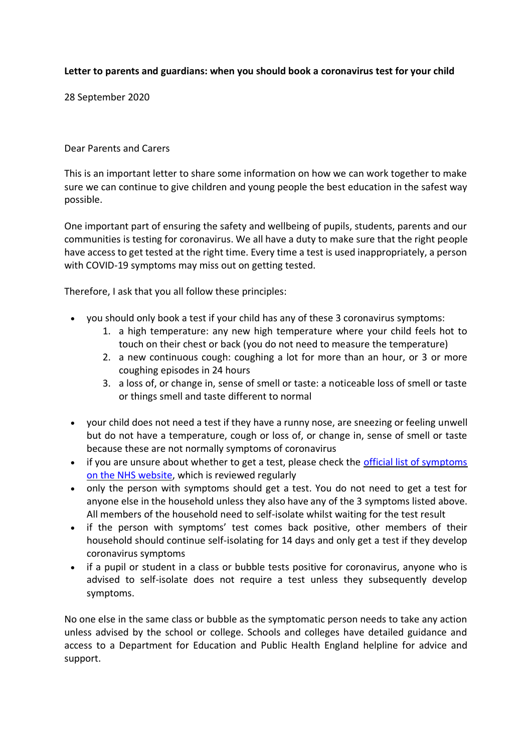**Letter to parents and guardians: when you should book a coronavirus test for your child**

28 September 2020

Dear Parents and Carers

This is an important letter to share some information on how we can work together to make sure we can continue to give children and young people the best education in the safest way possible.

One important part of ensuring the safety and wellbeing of pupils, students, parents and our communities is testing for coronavirus. We all have a duty to make sure that the right people have access to get tested at the right time. Every time a test is used inappropriately, a person with COVID-19 symptoms may miss out on getting tested.

Therefore, I ask that you all follow these principles:

- you should only book a test if your child has any of these 3 coronavirus symptoms:
    1. a high temperature: any new high temperature where your child feels hot to touch on their chest or back (you do not need to measure the temperature)
    2. a new continuous cough: coughing a lot for more than an hour, or 3 or more coughing episodes in 24 hours
    3. a loss of, or change in, sense of smell or taste: a noticeable loss of smell or taste or things smell and taste different to normal

- your child does not need a test if they have a runny nose, are sneezing or feeling unwell but do not have a temperature, cough or loss of, or change in, sense of smell or taste because these are not normally symptoms of coronavirus
- if you are unsure about whether to get a test, please check the official list of symptoms on the NHS website, which is reviewed regularly
- only the person with symptoms should get a test. You do not need to get a test for anyone else in the household unless they also have any of the 3 symptoms listed above. All members of the household need to self-isolate whilst waiting for the test result
- if the person with symptoms' test comes back positive, other members of their household should continue self-isolating for 14 days and only get a test if they develop coronavirus symptoms
- if a pupil or student in a class or bubble tests positive for coronavirus, anyone who is advised to self-isolate does not require a test unless they subsequently develop symptoms.

No one else in the same class or bubble as the symptomatic person needs to take any action unless advised by the school or college. Schools and colleges have detailed guidance and access to a Department for Education and Public Health England helpline for advice and support.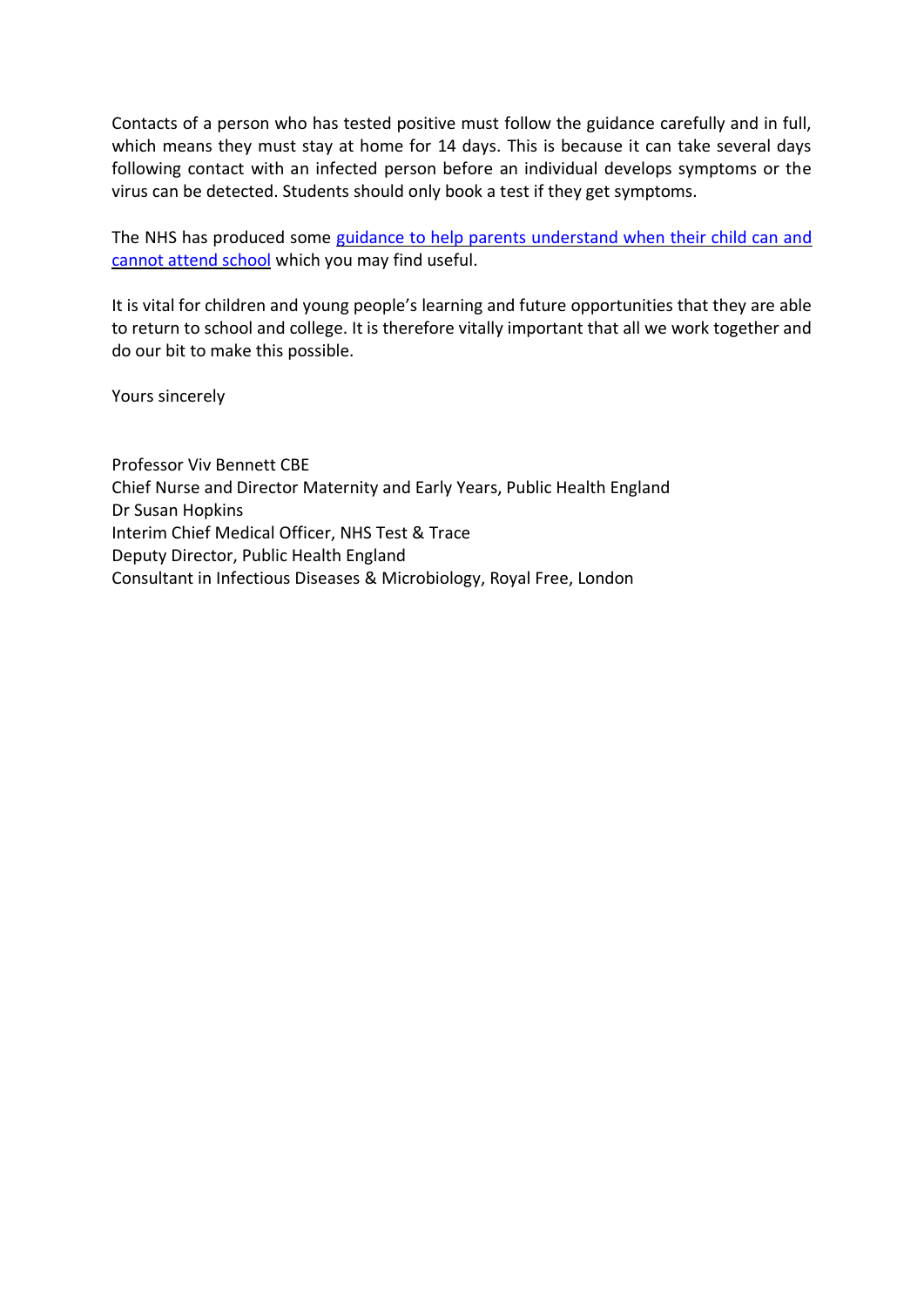Contacts of a person who has tested positive must follow the guidance carefully and in full, which means they must stay at home for 14 days. This is because it can take several days following contact with an infected person before an individual develops symptoms or the virus can be detected. Students should only book a test if they get symptoms.

The NHS has produced some guidance to help parents understand when their child can and cannot attend school which you may find useful.

It is vital for children and young people's learning and future opportunities that they are able to return to school and college. It is therefore vitally important that all we work together and do our bit to make this possible.

Yours sincerely

Professor Viv Bennett CBE  
Chief Nurse and Director Maternity and Early Years, Public Health England  
Dr Susan Hopkins  
Interim Chief Medical Officer, NHS Test & Trace  
Deputy Director, Public Health England  
Consultant in Infectious Diseases & Microbiology, Royal Free, London